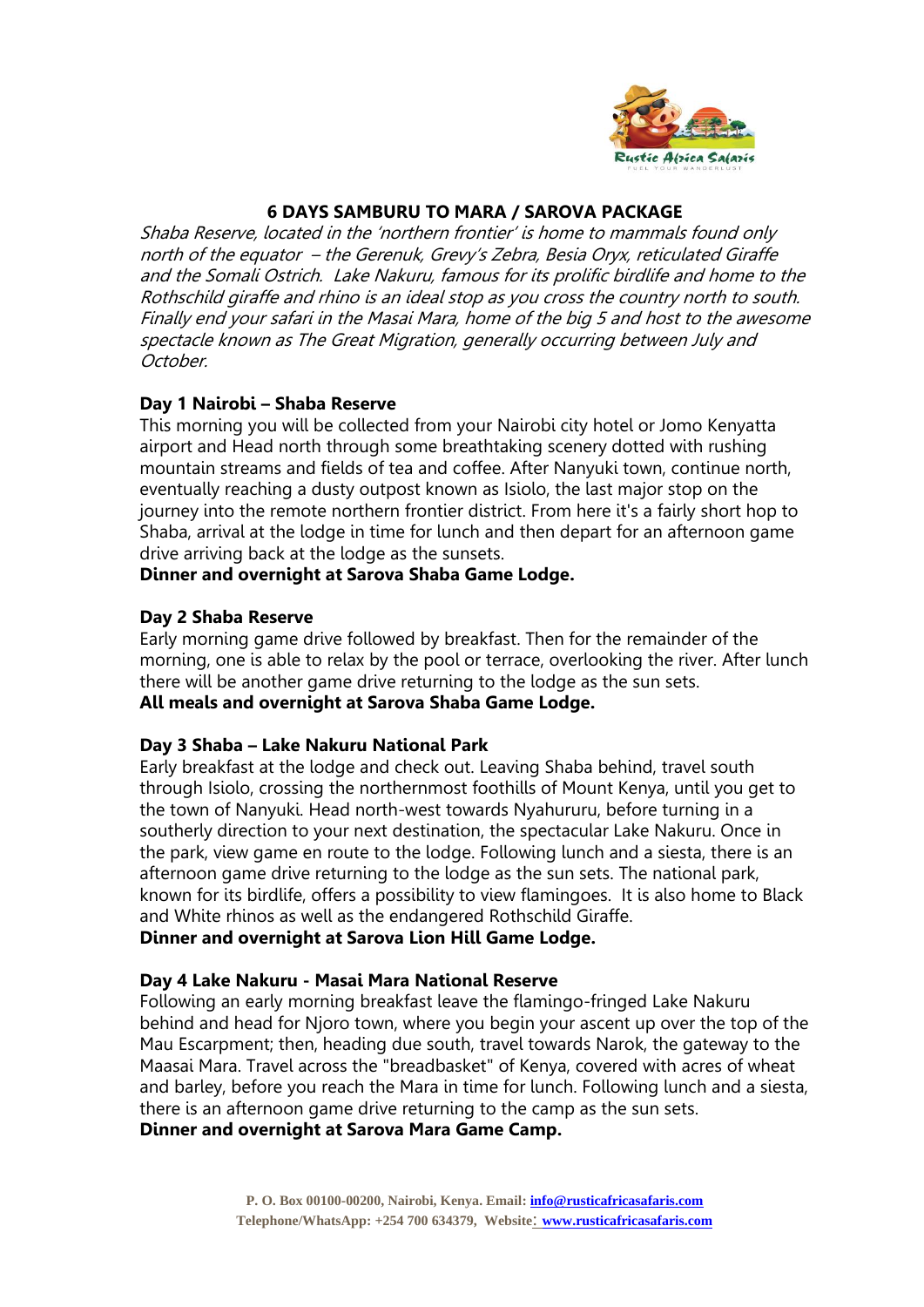# 6 DAYS SAMBURU TO MARA / SAROVA PACKAGE

*Shaba Reserve, located in the 'northern frontier' is home to mammals found only north of the equator – the Gerenuk, Grevy's Zebra, Besia Oryx, reticulated Giraffe and the Somali Ostrich. Lake Nakuru, famous for its prolific birdlife and home to the Rothschild giraffe and rhino is an ideal stop as you cross the country north to south. Finally end your safari in the Masai Mara, home of the big 5 and host to the awesome spectacle known as The Great Migration, generally occurring between July and October.*

**Day 1 Nairobi – Shaba Reserve**

This morning you will be collected from your Nairobi city hotel or Jomo Kenyatta airport and Head north through some breathtaking scenery dotted with rushing mountain streams and fields of tea and coffee. After Nanyuki town, continue north, eventually reaching a dusty outpost known as Isiolo, the last major stop on the journey into the remote northern frontier district. From here it's a fairly short hop to Shaba, arrival at the lodge in time for lunch and then depart for an afternoon game drive arriving back at the lodge as the sunsets.

**Dinner and overnight at Sarova Shaba Game Lodge.**

**Day 2 Shaba Reserve**

Early morning game drive followed by breakfast. Then for the remainder of the morning, one is able to relax by the pool or terrace, overlooking the river. After lunch there will be another game drive returning to the lodge as the sun sets.

**All meals and overnight at Sarova Shaba Game Lodge.**

**Day 3 Shaba – Lake Nakuru National Park**

Early breakfast at the lodge and check out. Leaving Shaba behind, travel south through Isiolo, crossing the northernmost foothills of Mount Kenya, until you get to the town of Nanyuki. Head north-west towards Nyahururu, before turning in a southerly direction to your next destination, the spectacular Lake Nakuru. Once in the park, view game en route to the lodge. Following lunch and a siesta, there is an afternoon game drive returning to the lodge as the sun sets. The national park, known for its birdlife, offers a possibility to view flamingoes. It is also home to Black and White rhinos as well as the endangered Rothschild Giraffe.

**Dinner and overnight at Sarova Lion Hill Game Lodge.**

**Day 4 Lake Nakuru - Masai Mara National Reserve**

Following an early morning breakfast leave the flamingo-fringed Lake Nakuru behind and head for Njoro town, where you begin your ascent up over the top of the Mau Escarpment; then, heading due south, travel towards Narok, the gateway to the Maasai Mara. Travel across the "breadbasket" of Kenya, covered with acres of wheat and barley, before you reach the Mara in time for lunch. Following lunch and a siesta, there is an afternoon game drive returning to the camp as the sun sets.

**Dinner and overnight at Sarova Mara Game Camp.**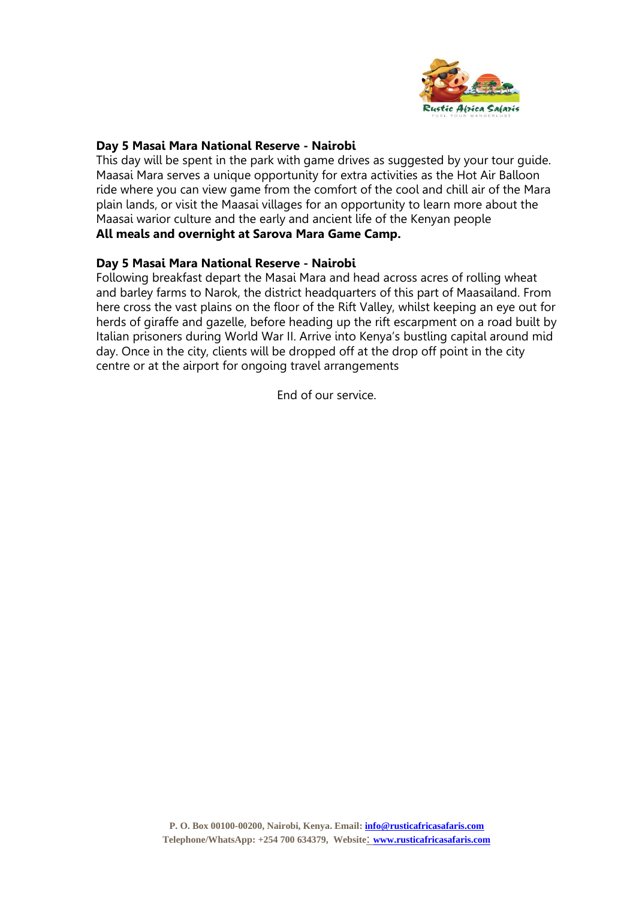**Day 5 Masai Mara National Reserve - Nairobi**

This day will be spent in the park with game drives as suggested by your tour guide. Maasai Mara serves a unique opportunity for extra activities as the Hot Air Balloon ride where you can view game from the comfort of the cool and chill air of the Mara plain lands, or visit the Maasai villages for an opportunity to learn more about the Maasai warior culture and the early and ancient life of the Kenyan people

**All meals and overnight at Sarova Mara Game Camp.**

**Day 5 Masai Mara National Reserve - Nairobi**

Following breakfast depart the Masai Mara and head across acres of rolling wheat and barley farms to Narok, the district headquarters of this part of Maasailand. From here cross the vast plains on the floor of the Rift Valley, whilst keeping an eye out for herds of giraffe and gazelle, before heading up the rift escarpment on a road built by Italian prisoners during World War II. Arrive into Kenya's bustling capital around mid day. Once in the city, clients will be dropped off at the drop off point in the city centre or at the airport for ongoing travel arrangements

End of our service.